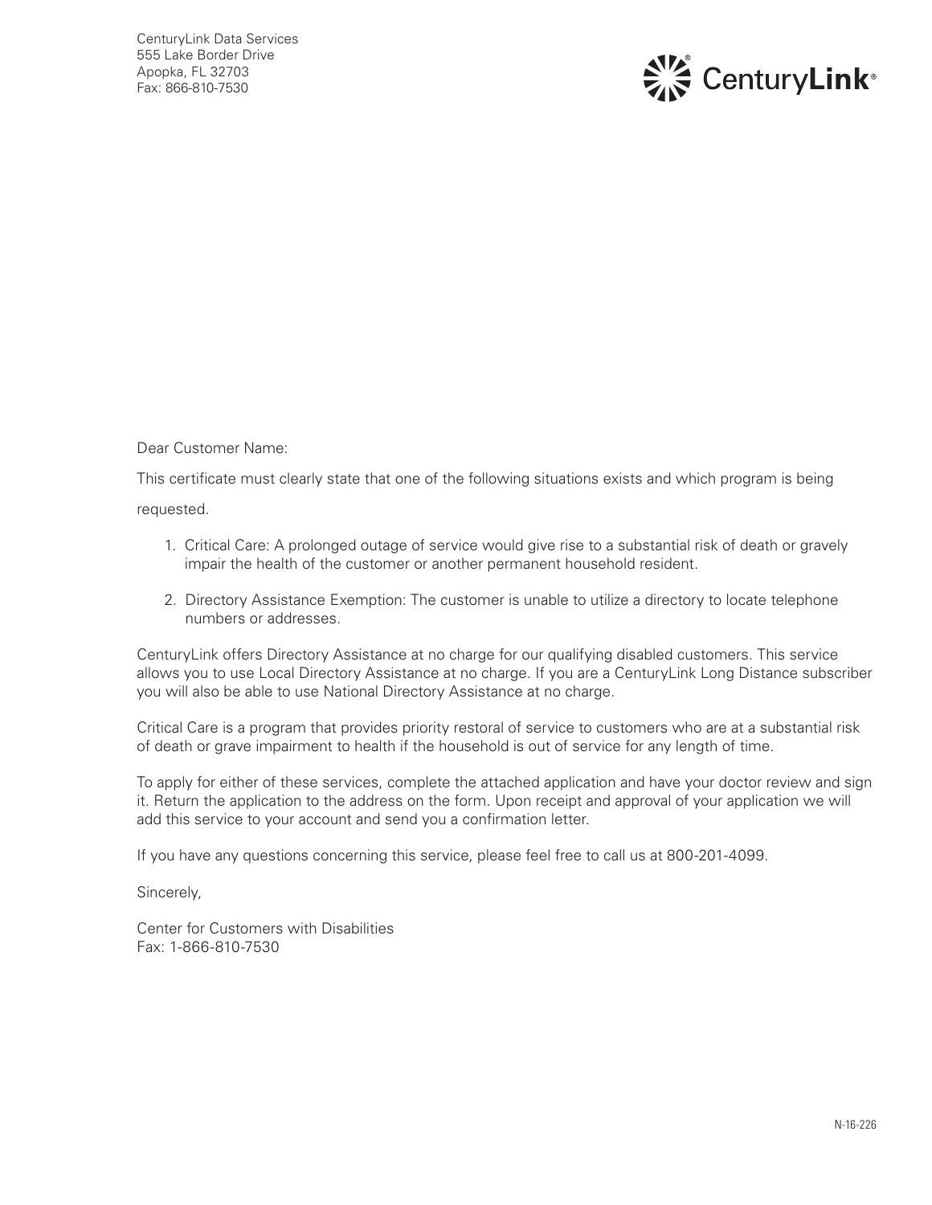CenturyLink Data Services
555 Lake Border Drive
Apopka, FL 32703
Fax: 866-810-7530

CenturyLink®

Dear Customer Name:

This certificate must clearly state that one of the following situations exists and which program is being requested.

1. Critical Care: A prolonged outage of service would give rise to a substantial risk of death or gravely impair the health of the customer or another permanent household resident.

2. Directory Assistance Exemption: The customer is unable to utilize a directory to locate telephone numbers or addresses.

CenturyLink offers Directory Assistance at no charge for our qualifying disabled customers. This service allows you to use Local Directory Assistance at no charge. If you are a CenturyLink Long Distance subscriber you will also be able to use National Directory Assistance at no charge.

Critical Care is a program that provides priority restoral of service to customers who are at a substantial risk of death or grave impairment to health if the household is out of service for any length of time.

To apply for either of these services, complete the attached application and have your doctor review and sign it. Return the application to the address on the form. Upon receipt and approval of your application we will add this service to your account and send you a confirmation letter.

If you have any questions concerning this service, please feel free to call us at 800-201-4099.

Sincerely,

Center for Customers with Disabilities
Fax: 1-866-810-7530

N-16-226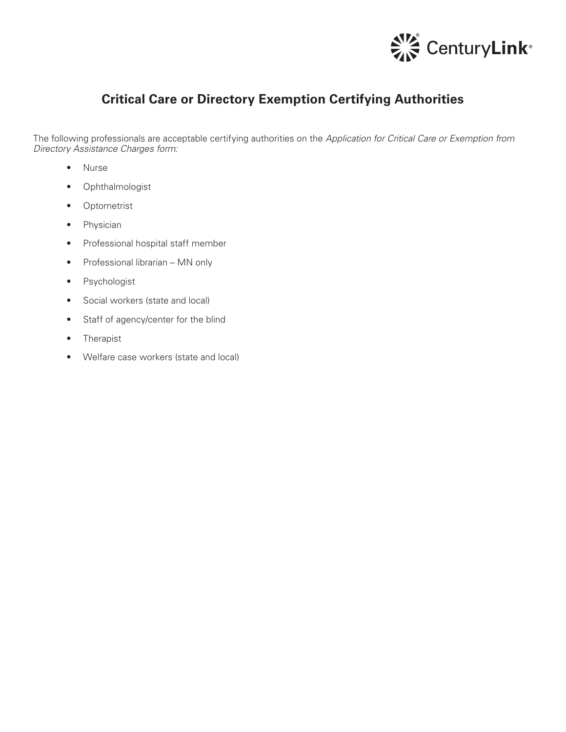# Critical Care or Directory Exemption Certifying Authorities

The following professionals are acceptable certifying authorities on the *Application for Critical Care or Exemption from Directory Assistance Charges form:*

- Nurse
- Ophthalmologist
- Optometrist
- Physician
- Professional hospital staff member
- Professional librarian – MN only
- Psychologist
- Social workers (state and local)
- Staff of agency/center for the blind
- Therapist
- Welfare case workers (state and local)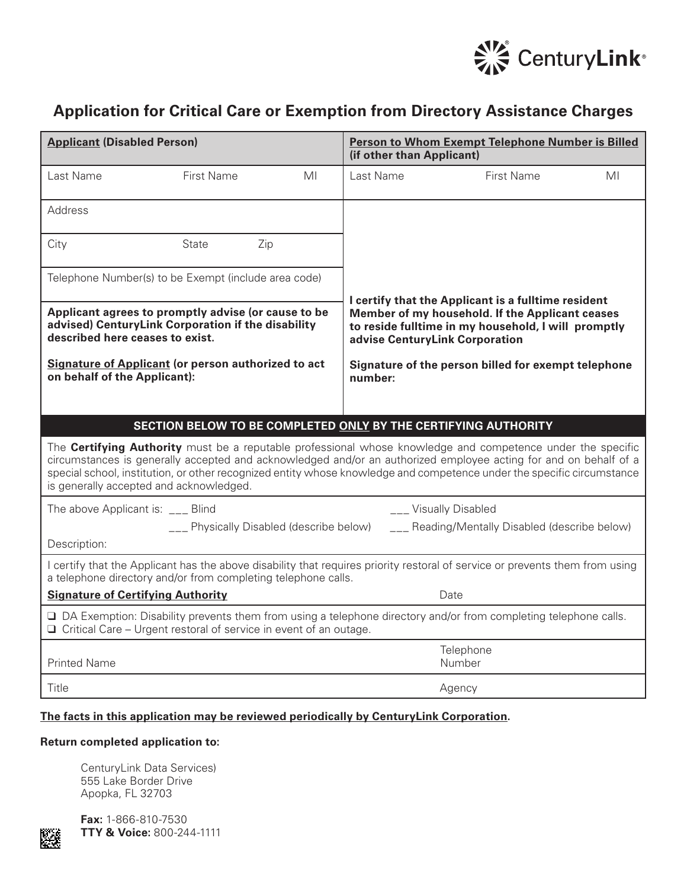CenturyLink®

# Application for Critical Care or Exemption from Directory Assistance Charges

| **Applicant (Disabled Person)** | **Person to Whom Exempt Telephone Number is Billed (if other than Applicant)** |
| --- | --- |
| Last Name First Name MI | Last Name First Name MI |
| Address | |
| City State Zip | |
| Telephone Number(s) to be Exempt (include area code) | |
| **Applicant agrees to promptly advise (or cause to be advised) CenturyLink Corporation if the disability described here ceases to exist.** | **I certify that the Applicant is a fulltime resident Member of my household. If the Applicant ceases to reside fulltime in my household, I will promptly advise CenturyLink Corporation** |
| **Signature of Applicant (or person authorized to act on behalf of the Applicant):** | **Signature of the person billed for exempt telephone number:** |

**SECTION BELOW TO BE COMPLETED ONLY BY THE CERTIFYING AUTHORITY**

The **Certifying Authority** must be a reputable professional whose knowledge and competence under the specific circumstances is generally accepted and acknowledged and/or an authorized employee acting for and on behalf of a special school, institution, or other recognized entity whose knowledge and competence under the specific circumstance is generally accepted and acknowledged.

The above Applicant is: ___ Blind ___ Visually Disabled

___ Physically Disabled (describe below) ___ Reading/Mentally Disabled (describe below)

Description:

I certify that the Applicant has the above disability that requires priority restoral of service or prevents them from using a telephone directory and/or from completing telephone calls.

**Signature of Certifying Authority** Date

- ❑ DA Exemption: Disability prevents them from using a telephone directory and/or from completing telephone calls.
- ❑ Critical Care – Urgent restoral of service in event of an outage.

Printed Name Telephone Number

Title Agency

**The facts in this application may be reviewed periodically by CenturyLink Corporation.**

**Return completed application to:**

CenturyLink Data Services)
555 Lake Border Drive
Apopka, FL 32703

**Fax:** 1-866-810-7530
**TTY & Voice:** 800-244-1111